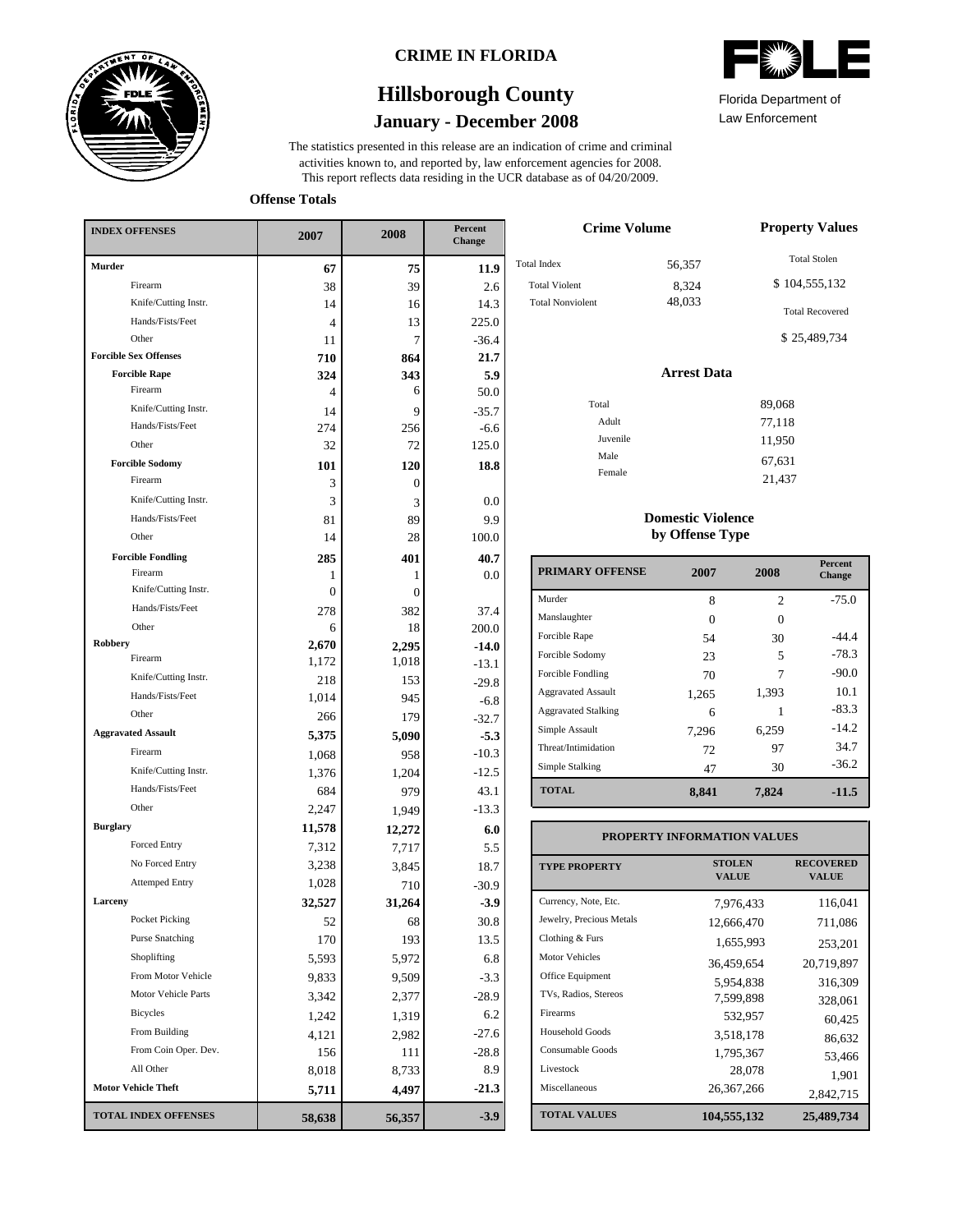# CRIME IN FLORIDA

## Hillsborough County

### January - December 2008

Florida Department of Law Enforcement

The statistics presented in this release are an indication of crime and criminal activities known to, and reported by, law enforcement agencies for 2008. This report reflects data residing in the UCR database as of 04/20/2009.

**Offense Totals**

| INDEX OFFENSES | 2007 | 2008 | Percent Change |
|---|---|---|---|
| **Murder** | **67** | **75** | **11.9** |
| Firearm | 38 | 39 | 2.6 |
| Knife/Cutting Instr. | 14 | 16 | 14.3 |
| Hands/Fists/Feet | 4 | 13 | 225.0 |
| Other | 11 | 7 | -36.4 |
| **Forcible Sex Offenses** | **710** | **864** | **21.7** |
| **Forcible Rape** | **324** | **343** | **5.9** |
| Firearm | 4 | 6 | 50.0 |
| Knife/Cutting Instr. | 14 | 9 | -35.7 |
| Hands/Fists/Feet | 274 | 256 | -6.6 |
| Other | 32 | 72 | 125.0 |
| **Forcible Sodomy** | **101** | **120** | **18.8** |
| Firearm | 3 | 0 | |
| Knife/Cutting Instr. | 3 | 3 | 0.0 |
| Hands/Fists/Feet | 81 | 89 | 9.9 |
| Other | 14 | 28 | 100.0 |
| **Forcible Fondling** | **285** | **401** | **40.7** |
| Firearm | 1 | 1 | 0.0 |
| Knife/Cutting Instr. | 0 | 0 | |
| Hands/Fists/Feet | 278 | 382 | 37.4 |
| Other | 6 | 18 | 200.0 |
| **Robbery** | **2,670** | **2,295** | **-14.0** |
| Firearm | 1,172 | 1,018 | -13.1 |
| Knife/Cutting Instr. | 218 | 153 | -29.8 |
| Hands/Fists/Feet | 1,014 | 945 | -6.8 |
| Other | 266 | 179 | -32.7 |
| **Aggravated Assault** | **5,375** | **5,090** | **-5.3** |
| Firearm | 1,068 | 958 | -10.3 |
| Knife/Cutting Instr. | 1,376 | 1,204 | -12.5 |
| Hands/Fists/Feet | 684 | 979 | 43.1 |
| Other | 2,247 | 1,949 | -13.3 |
| **Burglary** | **11,578** | **12,272** | **6.0** |
| Forced Entry | 7,312 | 7,717 | 5.5 |
| No Forced Entry | 3,238 | 3,845 | 18.7 |
| Attemped Entry | 1,028 | 710 | -30.9 |
| **Larceny** | **32,527** | **31,264** | **-3.9** |
| Pocket Picking | 52 | 68 | 30.8 |
| Purse Snatching | 170 | 193 | 13.5 |
| Shoplifting | 5,593 | 5,972 | 6.8 |
| From Motor Vehicle | 9,833 | 9,509 | -3.3 |
| Motor Vehicle Parts | 3,342 | 2,377 | -28.9 |
| Bicycles | 1,242 | 1,319 | 6.2 |
| From Building | 4,121 | 2,982 | -27.6 |
| From Coin Oper. Dev. | 156 | 111 | -28.8 |
| All Other | 8,018 | 8,733 | 8.9 |
| **Motor Vehicle Theft** | **5,711** | **4,497** | **-21.3** |
| **TOTAL INDEX OFFENSES** | **58,638** | **56,357** | **-3.9** |

**Crime Volume**

| | |
|---|---|
| Total Index | 56,357 |
| Total Violent | 8,324 |
| Total Nonviolent | 48,033 |

**Property Values**

Total Stolen: $ 104,555,132

Total Recovered: $ 25,489,734

**Arrest Data**

| | |
|---|---|
| Total | 89,068 |
| Adult | 77,118 |
| Juvenile | 11,950 |
| Male | 67,631 |
| Female | 21,437 |

**Domestic Violence by Offense Type**

| PRIMARY OFFENSE | 2007 | 2008 | Percent Change |
|---|---|---|---|
| Murder | 8 | 2 | -75.0 |
| Manslaughter | 0 | 0 | |
| Forcible Rape | 54 | 30 | -44.4 |
| Forcible Sodomy | 23 | 5 | -78.3 |
| Forcible Fondling | 70 | 7 | -90.0 |
| Aggravated Assault | 1,265 | 1,393 | 10.1 |
| Aggravated Stalking | 6 | 1 | -83.3 |
| Simple Assault | 7,296 | 6,259 | -14.2 |
| Threat/Intimidation | 72 | 97 | 34.7 |
| Simple Stalking | 47 | 30 | -36.2 |
| **TOTAL** | **8,841** | **7,824** | **-11.5** |

**PROPERTY INFORMATION VALUES**

| TYPE PROPERTY | STOLEN VALUE | RECOVERED VALUE |
|---|---|---|
| Currency, Note, Etc. | 7,976,433 | 116,041 |
| Jewelry, Precious Metals | 12,666,470 | 711,086 |
| Clothing & Furs | 1,655,993 | 253,201 |
| Motor Vehicles | 36,459,654 | 20,719,897 |
| Office Equipment | 5,954,838 | 316,309 |
| TVs, Radios, Stereos | 7,599,898 | 328,061 |
| Firearms | 532,957 | 60,425 |
| Household Goods | 3,518,178 | 86,632 |
| Consumable Goods | 1,795,367 | 53,466 |
| Livestock | 28,078 | 1,901 |
| Miscellaneous | 26,367,266 | 2,842,715 |
| **TOTAL VALUES** | **104,555,132** | **25,489,734** |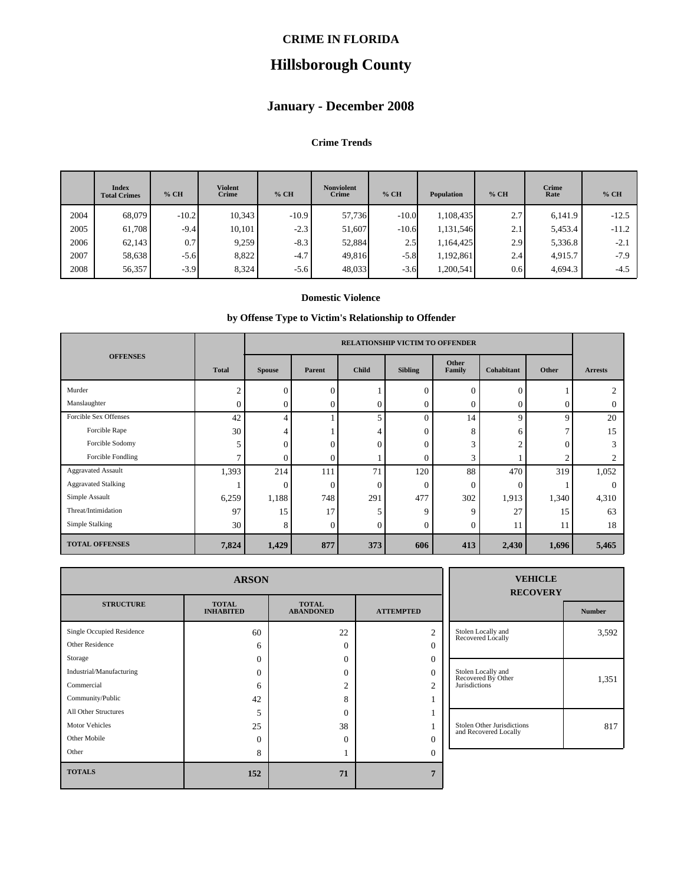**CRIME IN FLORIDA**

# Hillsborough County

## January - December 2008

### Crime Trends

| | Index Total Crimes | % CH | Violent Crime | % CH | Nonviolent Crime | % CH | Population | % CH | Crime Rate | % CH |
|---|---|---|---|---|---|---|---|---|---|---|
| 2004 | 68,079 | -10.2 | 10,343 | -10.9 | 57,736 | -10.0 | 1,108,435 | 2.7 | 6,141.9 | -12.5 |
| 2005 | 61,708 | -9.4 | 10,101 | -2.3 | 51,607 | -10.6 | 1,131,546 | 2.1 | 5,453.4 | -11.2 |
| 2006 | 62,143 | 0.7 | 9,259 | -8.3 | 52,884 | 2.5 | 1,164,425 | 2.9 | 5,336.8 | -2.1 |
| 2007 | 58,638 | -5.6 | 8,822 | -4.7 | 49,816 | -5.8 | 1,192,861 | 2.4 | 4,915.7 | -7.9 |
| 2008 | 56,357 | -3.9 | 8,324 | -5.6 | 48,033 | -3.6 | 1,200,541 | 0.6 | 4,694.3 | -4.5 |

### Domestic Violence

### by Offense Type to Victim's Relationship to Offender

| OFFENSES | | RELATIONSHIP VICTIM TO OFFENDER | | | | | | | |
|---|---|---|---|---|---|---|---|---|---|
| | Total | Spouse | Parent | Child | Sibling | Other Family | Cohabitant | Other | Arrests |
| Murder | 2 | 0 | 0 | 1 | 0 | 0 | 0 | 1 | 2 |
| Manslaughter | 0 | 0 | 0 | 0 | 0 | 0 | 0 | 0 | 0 |
| Forcible Sex Offenses | 42 | 4 | 1 | 5 | 0 | 14 | 9 | 9 | 20 |
| Forcible Rape | 30 | 4 | 1 | 4 | 0 | 8 | 6 | 7 | 15 |
| Forcible Sodomy | 5 | 0 | 0 | 0 | 0 | 3 | 2 | 0 | 3 |
| Forcible Fondling | 7 | 0 | 0 | 1 | 0 | 3 | 1 | 2 | 2 |
| Aggravated Assault | 1,393 | 214 | 111 | 71 | 120 | 88 | 470 | 319 | 1,052 |
| Aggravated Stalking | 1 | 0 | 0 | 0 | 0 | 0 | 0 | 1 | 0 |
| Simple Assault | 6,259 | 1,188 | 748 | 291 | 477 | 302 | 1,913 | 1,340 | 4,310 |
| Threat/Intimidation | 97 | 15 | 17 | 5 | 9 | 9 | 27 | 15 | 63 |
| Simple Stalking | 30 | 8 | 0 | 0 | 0 | 0 | 11 | 11 | 18 |
| **TOTAL OFFENSES** | **7,824** | **1,429** | **877** | **373** | **606** | **413** | **2,430** | **1,696** | **5,465** |

| ARSON | | | |
|---|---|---|---|
| STRUCTURE | TOTAL INHABITED | TOTAL ABANDONED | ATTEMPTED |
| Single Occupied Residence | 60 | 22 | 2 |
| Other Residence | 6 | 0 | 0 |
| Storage | 0 | 0 | 0 |
| Industrial/Manufacturing | 0 | 0 | 0 |
| Commercial | 6 | 2 | 2 |
| Community/Public | 42 | 8 | 1 |
| All Other Structures | 5 | 0 | 1 |
| Motor Vehicles | 25 | 38 | 1 |
| Other Mobile | 0 | 0 | 0 |
| Other | 8 | 1 | 0 |
| **TOTALS** | **152** | **71** | **7** |

| VEHICLE RECOVERY | |
|---|---|
| | Number |
| Stolen Locally and Recovered Locally | 3,592 |
| Stolen Locally and Recovered By Other Jurisdictions | 1,351 |
| Stolen Other Jurisdictions and Recovered Locally | 817 |